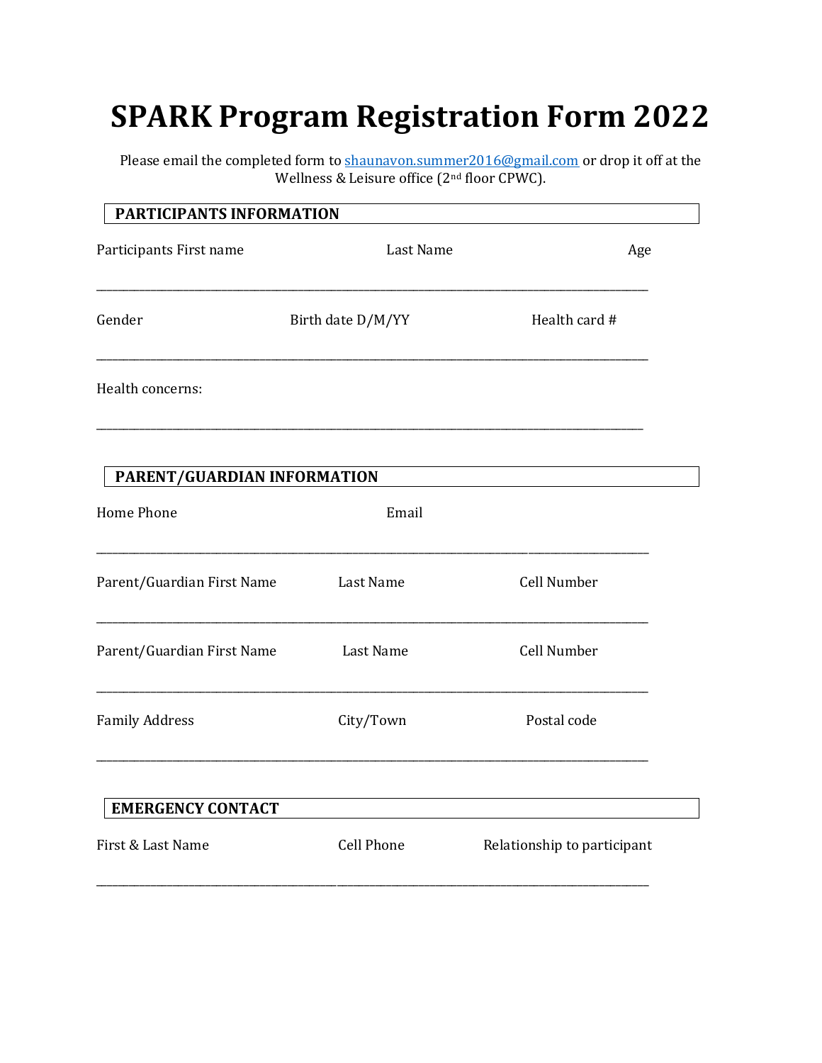# SPARK Program Registration Form 2022

Please email the completed form to shaunavon.summer2016@gmail.com or drop it off at the Wellness & Leisure office (2nd floor CPWC).

## PARTICIPANTS INFORMATION

Participants First name Last Name Age

_______________________________________________________________________________

Gender Birth date D/M/YY Health card #

_______________________________________________________________________________

Health concerns:

_______________________________________________________________________________

## PARENT/GUARDIAN INFORMATION

Home Phone Email

_______________________________________________________________________________

Parent/Guardian First Name Last Name Cell Number

_______________________________________________________________________________

Parent/Guardian First Name Last Name Cell Number

_______________________________________________________________________________

Family Address City/Town Postal code

_______________________________________________________________________________

## EMERGENCY CONTACT

First & Last Name Cell Phone Relationship to participant

_______________________________________________________________________________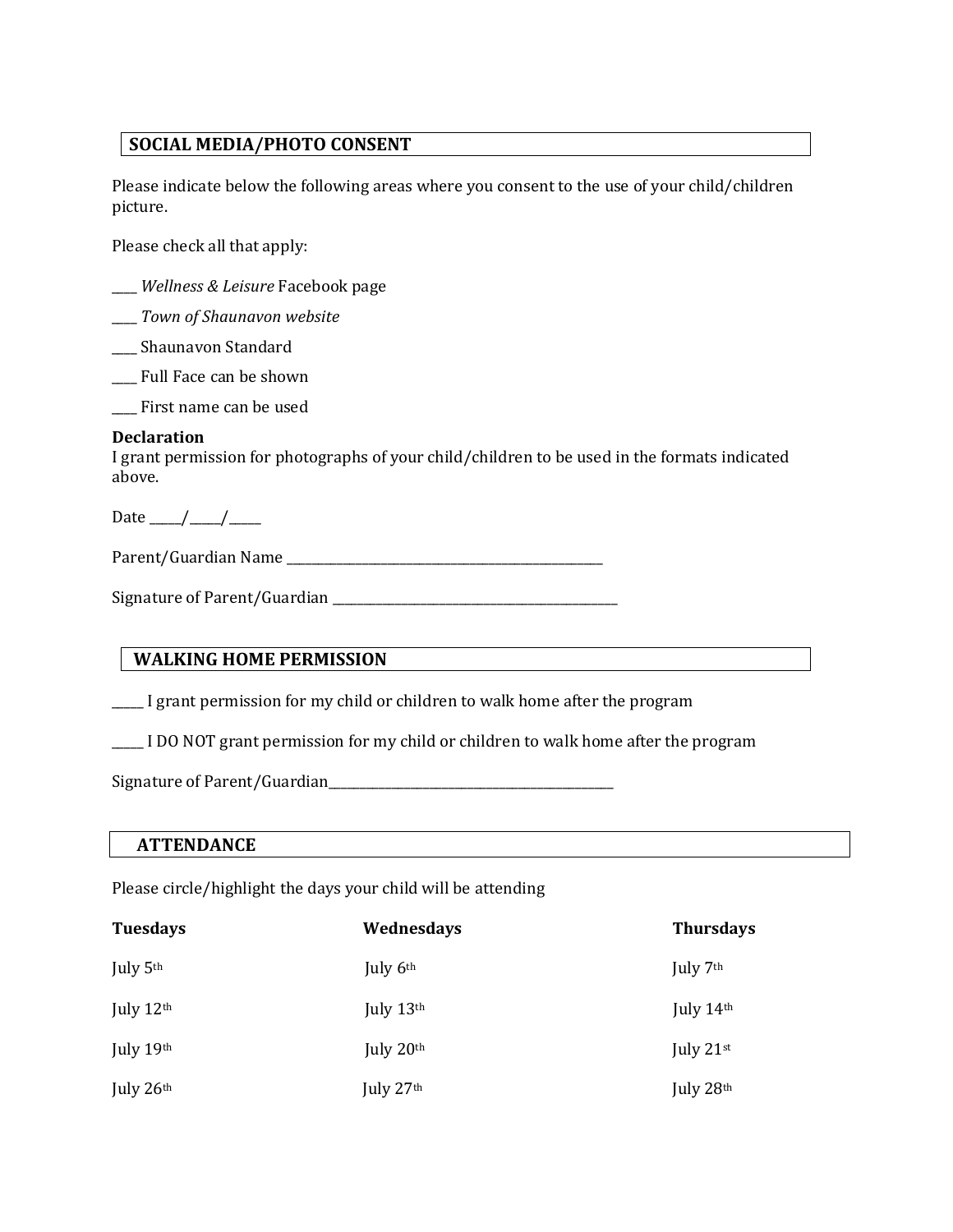## SOCIAL MEDIA/PHOTO CONSENT

Please indicate below the following areas where you consent to the use of your child/children picture.

Please check all that apply:

____ *Wellness & Leisure* Facebook page

____ *Town of Shaunavon website*

____ Shaunavon Standard

____ Full Face can be shown

____ First name can be used

**Declaration**
I grant permission for photographs of your child/children to be used in the formats indicated above.

Date _____/_____/_____

Parent/Guardian Name ______________________________________________

Signature of Parent/Guardian __________________________________________

## WALKING HOME PERMISSION

_____ I grant permission for my child or children to walk home after the program

_____ I DO NOT grant permission for my child or children to walk home after the program

Signature of Parent/Guardian__________________________________________

## ATTENDANCE

Please circle/highlight the days your child will be attending

| Tuesdays | Wednesdays | Thursdays |
| --- | --- | --- |
| July 5th | July 6th | July 7th |
| July 12th | July 13th | July 14th |
| July 19th | July 20th | July 21st |
| July 26th | July 27th | July 28th |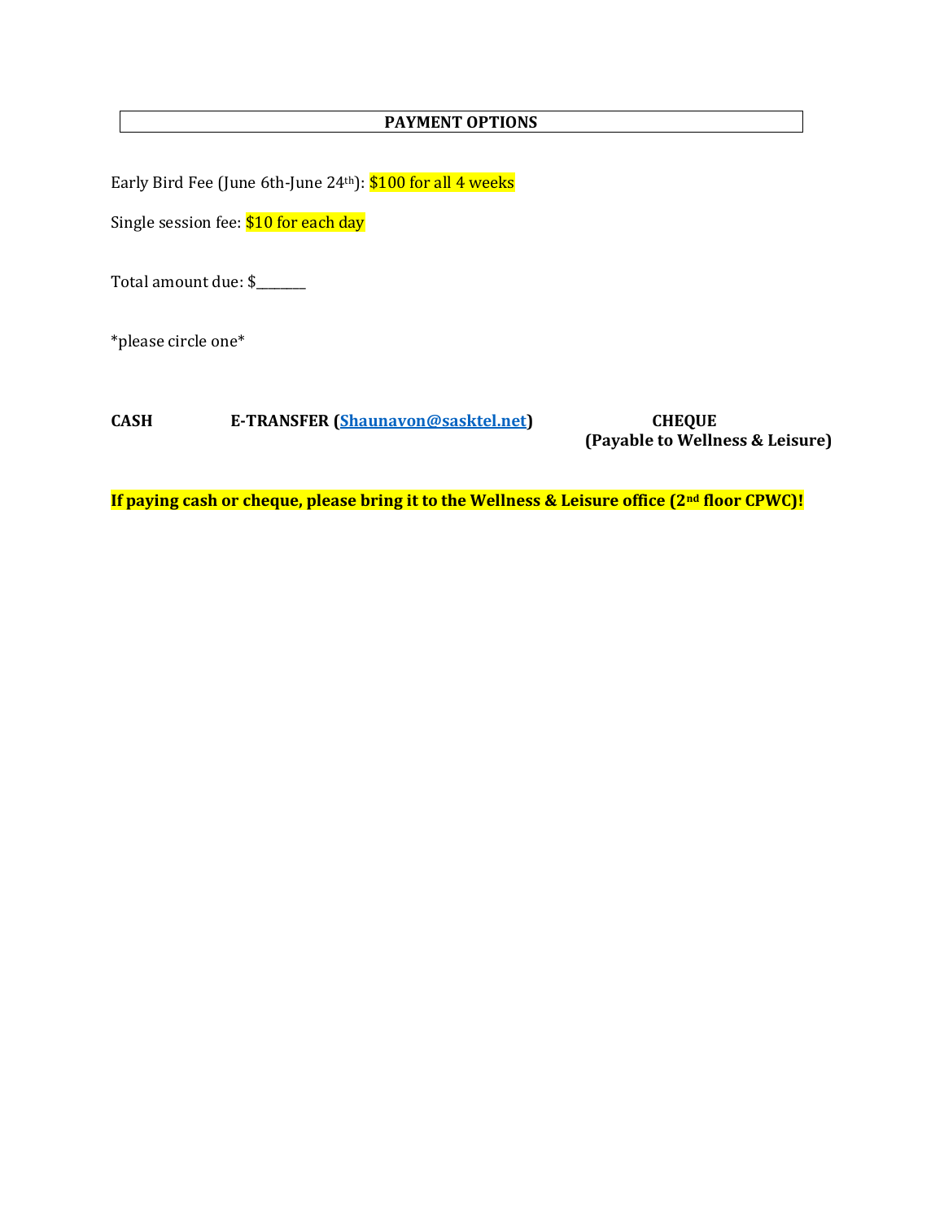**PAYMENT OPTIONS**

Early Bird Fee (June 6th-June 24th): $100 for all 4 weeks

Single session fee: $10 for each day

Total amount due: $_______

*please circle one*

**CASH** **E-TRANSFER (Shaunavon@sasktel.net)** **CHEQUE (Payable to Wellness & Leisure)**

**If paying cash or cheque, please bring it to the Wellness & Leisure office (2nd floor CPWC)!**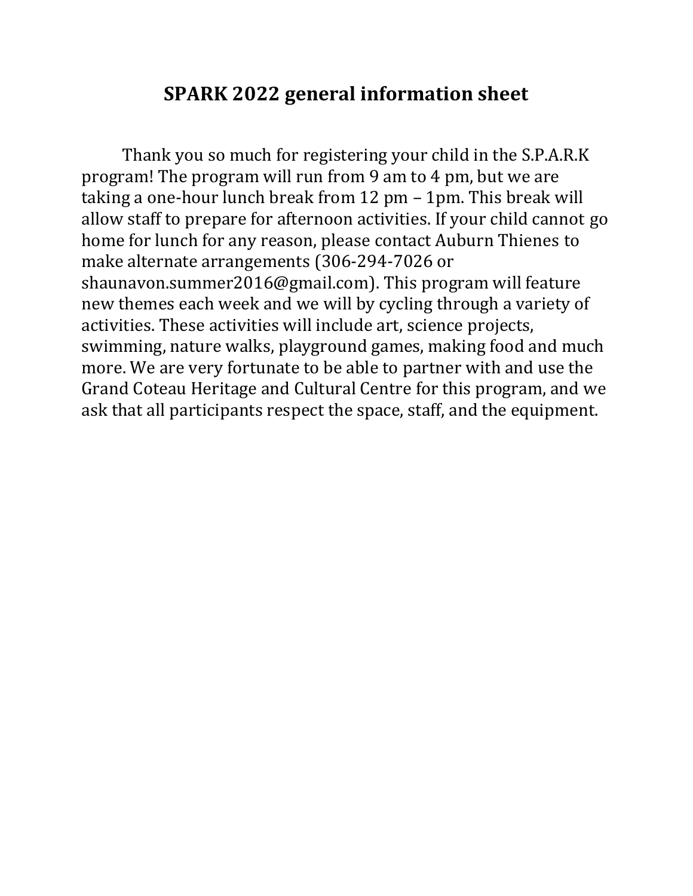# SPARK 2022 general information sheet

Thank you so much for registering your child in the S.P.A.R.K program! The program will run from 9 am to 4 pm, but we are taking a one-hour lunch break from 12 pm – 1pm. This break will allow staff to prepare for afternoon activities. If your child cannot go home for lunch for any reason, please contact Auburn Thienes to make alternate arrangements (306-294-7026 or shaunavon.summer2016@gmail.com). This program will feature new themes each week and we will by cycling through a variety of activities. These activities will include art, science projects, swimming, nature walks, playground games, making food and much more. We are very fortunate to be able to partner with and use the Grand Coteau Heritage and Cultural Centre for this program, and we ask that all participants respect the space, staff, and the equipment.